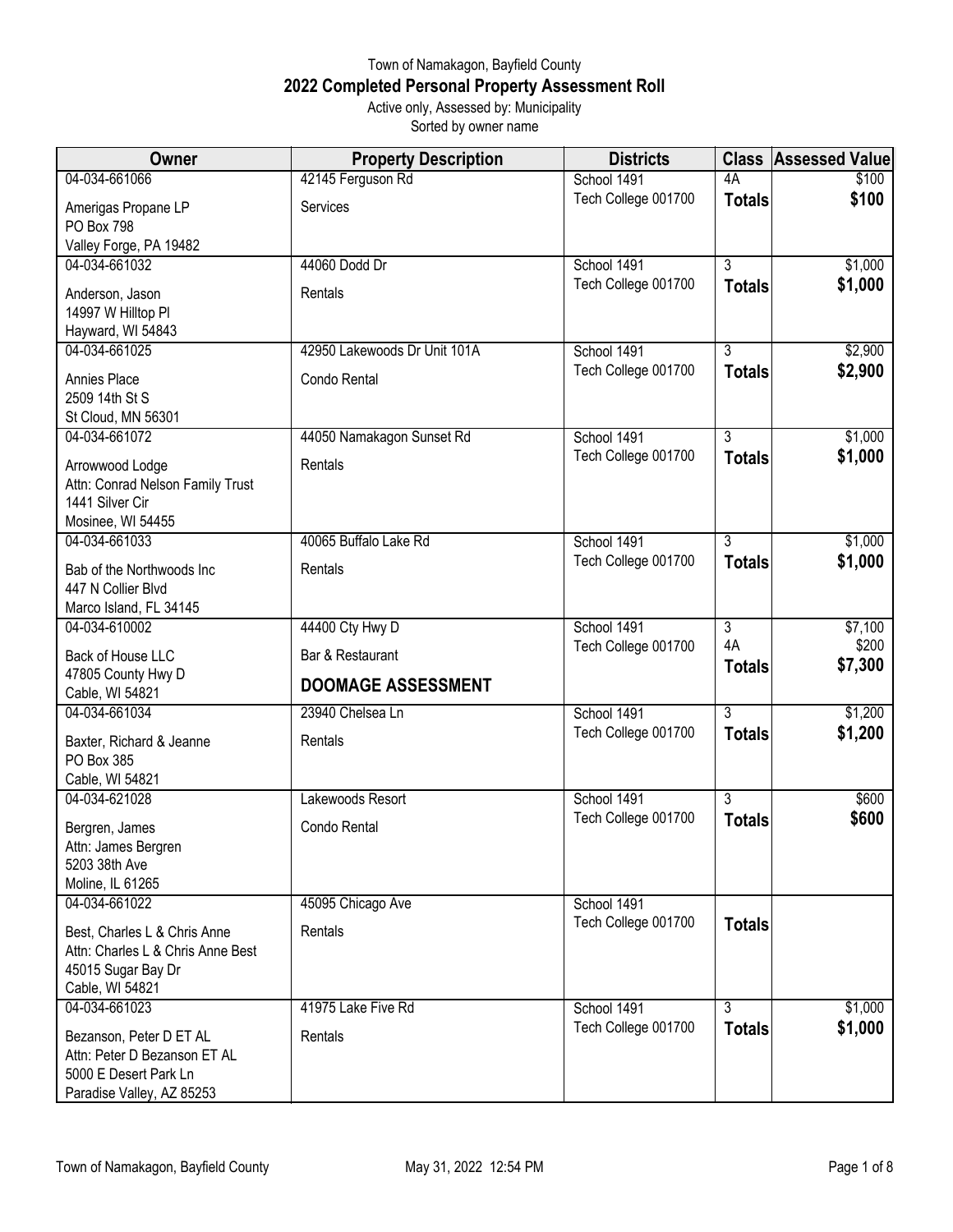# Town of Namakagon, Bayfield County

## 2022 Completed Personal Property Assessment Roll

Active only, Assessed by: Municipality

Sorted by owner name

| Owner | Property Description | Districts | Class | Assessed Value |
|---|---|---|---|---|
| 04-034-661066<br>Amerigas Propane LP<br>PO Box 798<br>Valley Forge, PA 19482 | 42145 Ferguson Rd<br>Services | School 1491<br>Tech College 001700 | 4A<br>**Totals** | $100<br>**$100** |
| 04-034-661032<br>Anderson, Jason<br>14997 W Hilltop Pl<br>Hayward, WI 54843 | 44060 Dodd Dr<br>Rentals | School 1491<br>Tech College 001700 | 3<br>**Totals** | $1,000<br>**$1,000** |
| 04-034-661025<br>Annies Place<br>2509 14th St S<br>St Cloud, MN 56301 | 42950 Lakewoods Dr Unit 101A<br>Condo Rental | School 1491<br>Tech College 001700 | 3<br>**Totals** | $2,900<br>**$2,900** |
| 04-034-661072<br>Arrowwood Lodge<br>Attn: Conrad Nelson Family Trust<br>1441 Silver Cir<br>Mosinee, WI 54455 | 44050 Namakagon Sunset Rd<br>Rentals | School 1491<br>Tech College 001700 | 3<br>**Totals** | $1,000<br>**$1,000** |
| 04-034-661033<br>Bab of the Northwoods Inc<br>447 N Collier Blvd<br>Marco Island, FL 34145 | 40065 Buffalo Lake Rd<br>Rentals | School 1491<br>Tech College 001700 | 3<br>**Totals** | $1,000<br>**$1,000** |
| 04-034-610002<br>Back of House LLC<br>47805 County Hwy D<br>Cable, WI 54821 | 44400 Cty Hwy D<br>Bar & Restaurant<br>**DOOMAGE ASSESSMENT** | School 1491<br>Tech College 001700 | 3<br>4A<br>**Totals** | $7,100<br>$200<br>**$7,300** |
| 04-034-661034<br>Baxter, Richard & Jeanne<br>PO Box 385<br>Cable, WI 54821 | 23940 Chelsea Ln<br>Rentals | School 1491<br>Tech College 001700 | 3<br>**Totals** | $1,200<br>**$1,200** |
| 04-034-621028<br>Bergren, James<br>Attn: James Bergren<br>5203 38th Ave<br>Moline, IL 61265 | Lakewoods Resort<br>Condo Rental | School 1491<br>Tech College 001700 | 3<br>**Totals** | $600<br>**$600** |
| 04-034-661022<br>Best, Charles L & Chris Anne<br>Attn: Charles L & Chris Anne Best<br>45015 Sugar Bay Dr<br>Cable, WI 54821 | 45095 Chicago Ave<br>Rentals | School 1491<br>Tech College 001700 | **Totals** | |
| 04-034-661023<br>Bezanson, Peter D ET AL<br>Attn: Peter D Bezanson ET AL<br>5000 E Desert Park Ln<br>Paradise Valley, AZ 85253 | 41975 Lake Five Rd<br>Rentals | School 1491<br>Tech College 001700 | 3<br>**Totals** | $1,000<br>**$1,000** |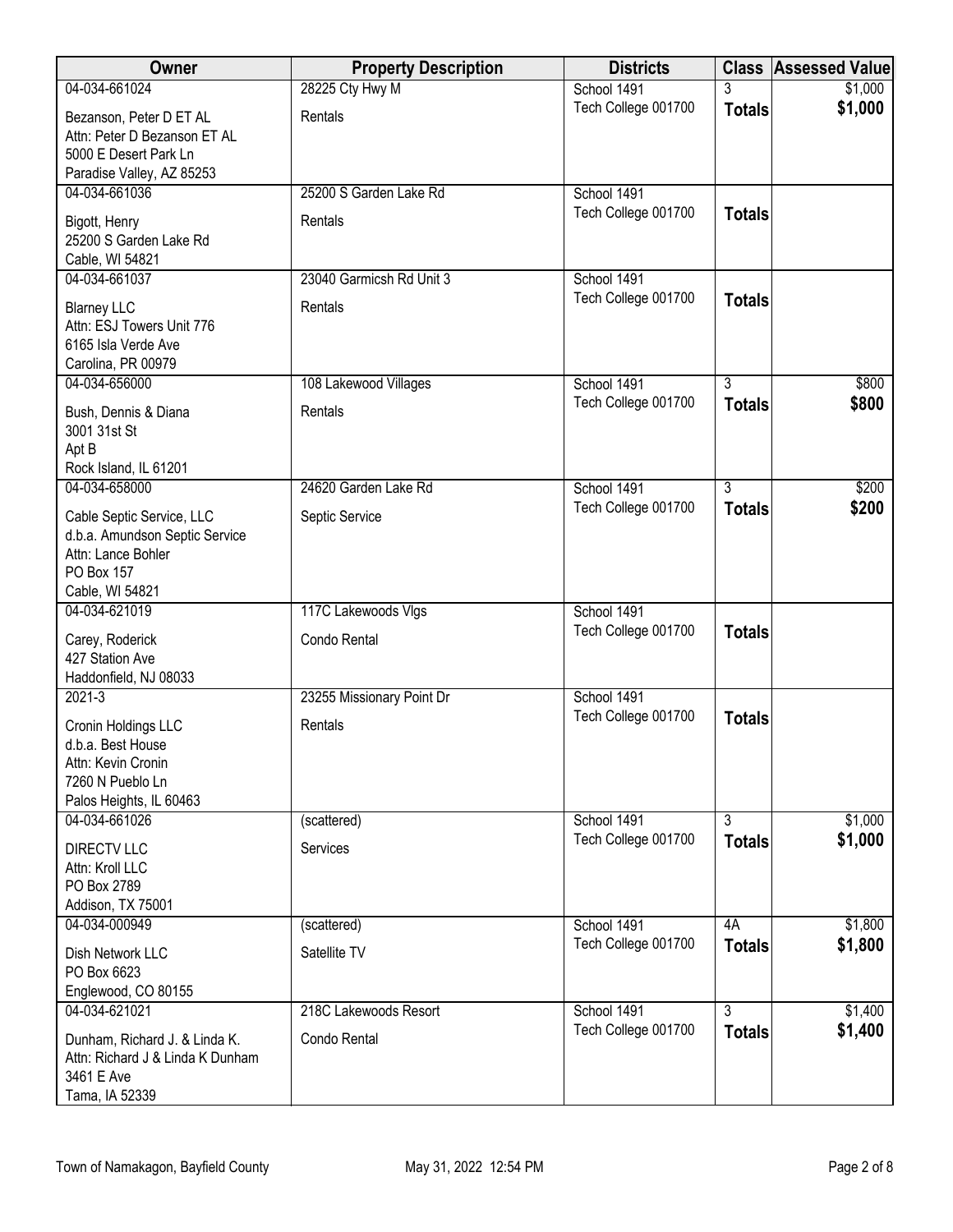| Owner | Property Description | Districts | Class | Assessed Value |
|---|---|---|---|---|
| 04-034-661024<br>Bezanson, Peter D ET AL<br>Attn: Peter D Bezanson ET AL<br>5000 E Desert Park Ln<br>Paradise Valley, AZ 85253 | 28225 Cty Hwy M<br>Rentals | School 1491<br>Tech College 001700 | 3<br>**Totals** | \$1,000<br>**\$1,000** |
| 04-034-661036<br>Bigott, Henry<br>25200 S Garden Lake Rd<br>Cable, WI 54821 | 25200 S Garden Lake Rd<br>Rentals | School 1491<br>Tech College 001700 | **Totals** | |
| 04-034-661037<br>Blarney LLC<br>Attn: ESJ Towers Unit 776<br>6165 Isla Verde Ave<br>Carolina, PR 00979 | 23040 Garmicsh Rd Unit 3<br>Rentals | School 1491<br>Tech College 001700 | **Totals** | |
| 04-034-656000<br>Bush, Dennis & Diana<br>3001 31st St<br>Apt B<br>Rock Island, IL 61201 | 108 Lakewood Villages<br>Rentals | School 1491<br>Tech College 001700 | 3<br>**Totals** | \$800<br>**\$800** |
| 04-034-658000<br>Cable Septic Service, LLC<br>d.b.a. Amundson Septic Service<br>Attn: Lance Bohler<br>PO Box 157<br>Cable, WI 54821 | 24620 Garden Lake Rd<br>Septic Service | School 1491<br>Tech College 001700 | 3<br>**Totals** | \$200<br>**\$200** |
| 04-034-621019<br>Carey, Roderick<br>427 Station Ave<br>Haddonfield, NJ 08033 | 117C Lakewoods Vlgs<br>Condo Rental | School 1491<br>Tech College 001700 | **Totals** | |
| 2021-3<br>Cronin Holdings LLC<br>d.b.a. Best House<br>Attn: Kevin Cronin<br>7260 N Pueblo Ln<br>Palos Heights, IL 60463 | 23255 Missionary Point Dr<br>Rentals | School 1491<br>Tech College 001700 | **Totals** | |
| 04-034-661026<br>DIRECTV LLC<br>Attn: Kroll LLC<br>PO Box 2789<br>Addison, TX 75001 | (scattered)<br>Services | School 1491<br>Tech College 001700 | 3<br>**Totals** | \$1,000<br>**\$1,000** |
| 04-034-000949<br>Dish Network LLC<br>PO Box 6623<br>Englewood, CO 80155 | (scattered)<br>Satellite TV | School 1491<br>Tech College 001700 | 4A<br>**Totals** | \$1,800<br>**\$1,800** |
| 04-034-621021<br>Dunham, Richard J. & Linda K.<br>Attn: Richard J & Linda K Dunham<br>3461 E Ave<br>Tama, IA 52339 | 218C Lakewoods Resort<br>Condo Rental | School 1491<br>Tech College 001700 | 3<br>**Totals** | \$1,400<br>**\$1,400** |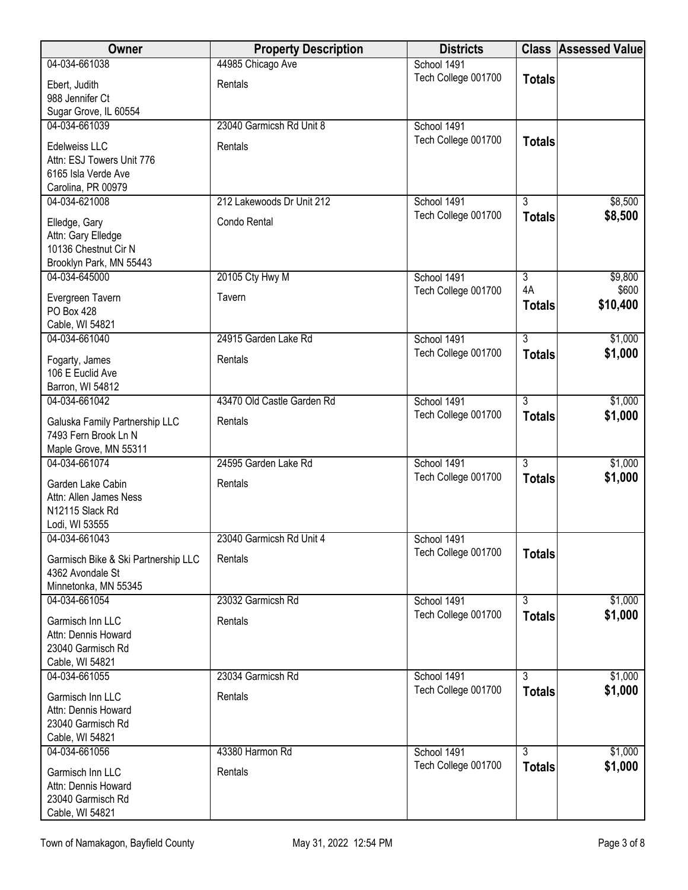| Owner | Property Description | Districts | Class | Assessed Value |
|---|---|---|---|---|
| 04-034-661038<br>Ebert, Judith<br>988 Jennifer Ct<br>Sugar Grove, IL 60554 | 44985 Chicago Ave<br>Rentals | School 1491<br>Tech College 001700 | **Totals** | |
| 04-034-661039<br>Edelweiss LLC<br>Attn: ESJ Towers Unit 776<br>6165 Isla Verde Ave<br>Carolina, PR 00979 | 23040 Garmicsh Rd Unit 8<br>Rentals | School 1491<br>Tech College 001700 | **Totals** | |
| 04-034-621008<br>Elledge, Gary<br>Attn: Gary Elledge<br>10136 Chestnut Cir N<br>Brooklyn Park, MN 55443 | 212 Lakewoods Dr Unit 212<br>Condo Rental | School 1491<br>Tech College 001700 | 3<br>**Totals** | $8,500<br>**$8,500** |
| 04-034-645000<br>Evergreen Tavern<br>PO Box 428<br>Cable, WI 54821 | 20105 Cty Hwy M<br>Tavern | School 1491<br>Tech College 001700 | 3<br>4A<br>**Totals** | $9,800<br>$600<br>**$10,400** |
| 04-034-661040<br>Fogarty, James<br>106 E Euclid Ave<br>Barron, WI 54812 | 24915 Garden Lake Rd<br>Rentals | School 1491<br>Tech College 001700 | 3<br>**Totals** | $1,000<br>**$1,000** |
| 04-034-661042<br>Galuska Family Partnership LLC<br>7493 Fern Brook Ln N<br>Maple Grove, MN 55311 | 43470 Old Castle Garden Rd<br>Rentals | School 1491<br>Tech College 001700 | 3<br>**Totals** | $1,000<br>**$1,000** |
| 04-034-661074<br>Garden Lake Cabin<br>Attn: Allen James Ness<br>N12115 Slack Rd<br>Lodi, WI 53555 | 24595 Garden Lake Rd<br>Rentals | School 1491<br>Tech College 001700 | 3<br>**Totals** | $1,000<br>**$1,000** |
| 04-034-661043<br>Garmisch Bike & Ski Partnership LLC<br>4362 Avondale St<br>Minnetonka, MN 55345 | 23040 Garmicsh Rd Unit 4<br>Rentals | School 1491<br>Tech College 001700 | **Totals** | |
| 04-034-661054<br>Garmisch Inn LLC<br>Attn: Dennis Howard<br>23040 Garmisch Rd<br>Cable, WI 54821 | 23032 Garmicsh Rd<br>Rentals | School 1491<br>Tech College 001700 | 3<br>**Totals** | $1,000<br>**$1,000** |
| 04-034-661055<br>Garmisch Inn LLC<br>Attn: Dennis Howard<br>23040 Garmisch Rd<br>Cable, WI 54821 | 23034 Garmicsh Rd<br>Rentals | School 1491<br>Tech College 001700 | 3<br>**Totals** | $1,000<br>**$1,000** |
| 04-034-661056<br>Garmisch Inn LLC<br>Attn: Dennis Howard<br>23040 Garmisch Rd<br>Cable, WI 54821 | 43380 Harmon Rd<br>Rentals | School 1491<br>Tech College 001700 | 3<br>**Totals** | $1,000<br>**$1,000** |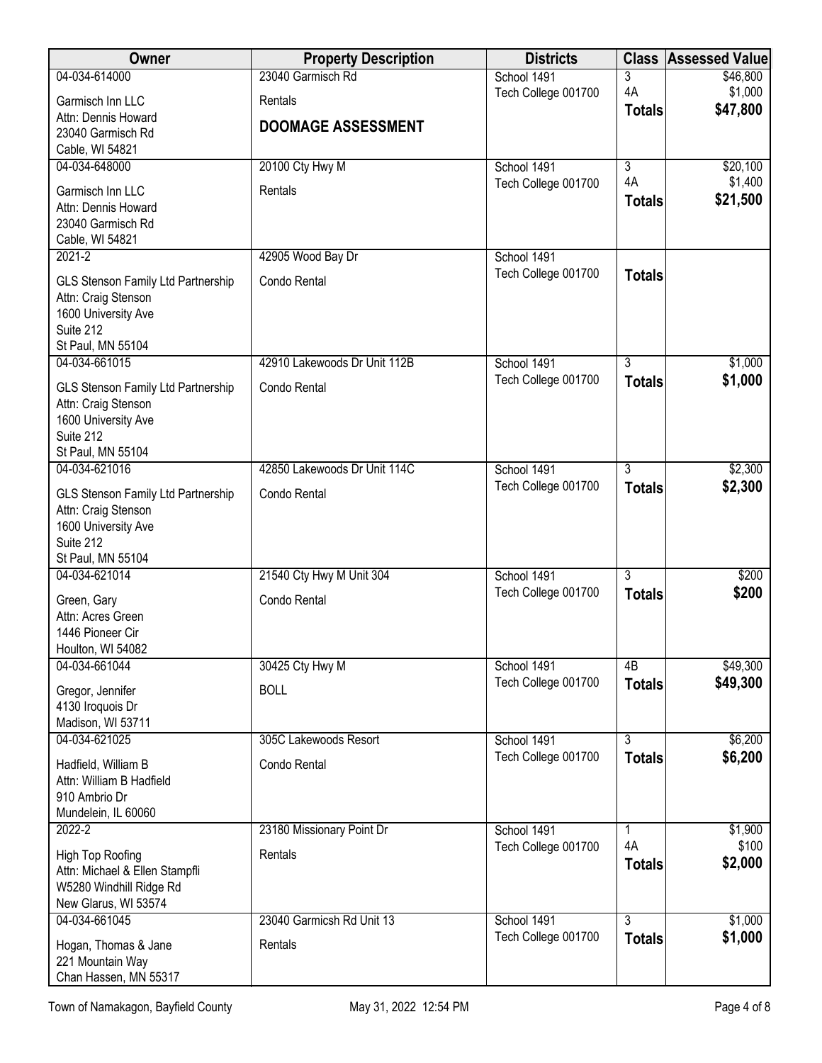| Owner | Property Description | Districts | Class | Assessed Value |
|---|---|---|---|---|
| 04-034-614000<br>Garmisch Inn LLC<br>Attn: Dennis Howard<br>23040 Garmisch Rd<br>Cable, WI 54821 | 23040 Garmisch Rd<br>Rentals<br>**DOOMAGE ASSESSMENT** | School 1491<br>Tech College 001700 | 3<br>4A<br>**Totals** | $46,800<br>$1,000<br>**$47,800** |
| 04-034-648000<br>Garmisch Inn LLC<br>Attn: Dennis Howard<br>23040 Garmisch Rd<br>Cable, WI 54821 | 20100 Cty Hwy M<br>Rentals | School 1491<br>Tech College 001700 | 3<br>4A<br>**Totals** | $20,100<br>$1,400<br>**$21,500** |
| 2021-2<br>GLS Stenson Family Ltd Partnership<br>Attn: Craig Stenson<br>1600 University Ave<br>Suite 212<br>St Paul, MN 55104 | 42905 Wood Bay Dr<br>Condo Rental | School 1491<br>Tech College 001700 | **Totals** | |
| 04-034-661015<br>GLS Stenson Family Ltd Partnership<br>Attn: Craig Stenson<br>1600 University Ave<br>Suite 212<br>St Paul, MN 55104 | 42910 Lakewoods Dr Unit 112B<br>Condo Rental | School 1491<br>Tech College 001700 | 3<br>**Totals** | $1,000<br>**$1,000** |
| 04-034-621016<br>GLS Stenson Family Ltd Partnership<br>Attn: Craig Stenson<br>1600 University Ave<br>Suite 212<br>St Paul, MN 55104 | 42850 Lakewoods Dr Unit 114C<br>Condo Rental | School 1491<br>Tech College 001700 | 3<br>**Totals** | $2,300<br>**$2,300** |
| 04-034-621014<br>Green, Gary<br>Attn: Acres Green<br>1446 Pioneer Cir<br>Houlton, WI 54082 | 21540 Cty Hwy M Unit 304<br>Condo Rental | School 1491<br>Tech College 001700 | 3<br>**Totals** | $200<br>**$200** |
| 04-034-661044<br>Gregor, Jennifer<br>4130 Iroquois Dr<br>Madison, WI 53711 | 30425 Cty Hwy M<br>BOLL | School 1491<br>Tech College 001700 | 4B<br>**Totals** | $49,300<br>**$49,300** |
| 04-034-621025<br>Hadfield, William B<br>Attn: William B Hadfield<br>910 Ambrio Dr<br>Mundelein, IL 60060 | 305C Lakewoods Resort<br>Condo Rental | School 1491<br>Tech College 001700 | 3<br>**Totals** | $6,200<br>**$6,200** |
| 2022-2<br>High Top Roofing<br>Attn: Michael & Ellen Stampfli<br>W5280 Windhill Ridge Rd<br>New Glarus, WI 53574 | 23180 Missionary Point Dr<br>Rentals | School 1491<br>Tech College 001700 | 1<br>4A<br>**Totals** | $1,900<br>$100<br>**$2,000** |
| 04-034-661045<br>Hogan, Thomas & Jane<br>221 Mountain Way<br>Chan Hassen, MN 55317 | 23040 Garmicsh Rd Unit 13<br>Rentals | School 1491<br>Tech College 001700 | 3<br>**Totals** | $1,000<br>**$1,000** |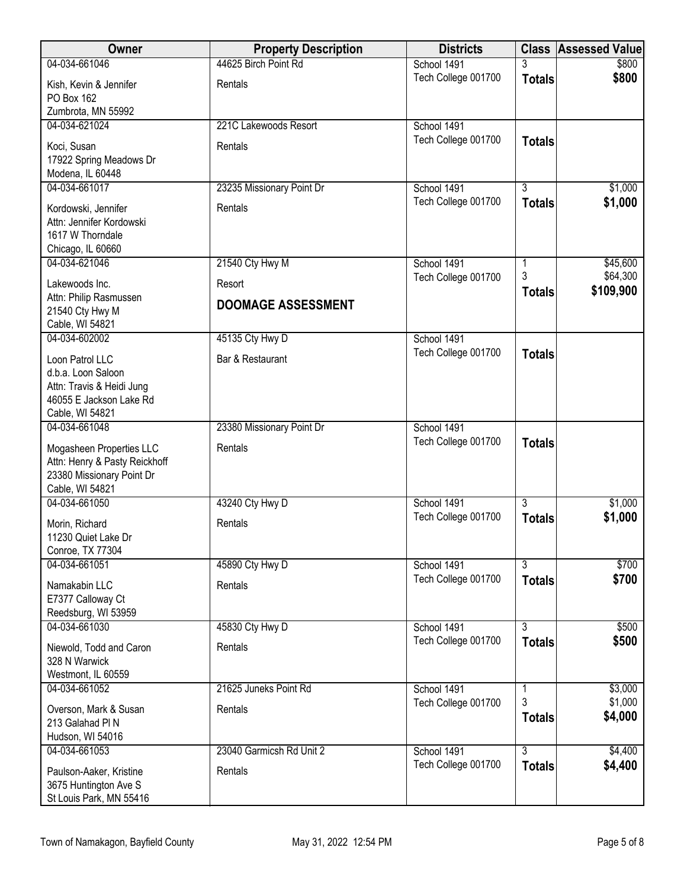| Owner | Property Description | Districts | Class | Assessed Value |
|---|---|---|---|---|
| 04-034-661046<br>Kish, Kevin & Jennifer<br>PO Box 162<br>Zumbrota, MN 55992 | 44625 Birch Point Rd<br>Rentals | School 1491<br>Tech College 001700 | 3<br>**Totals** | $800<br>**$800** |
| 04-034-621024<br>Koci, Susan<br>17922 Spring Meadows Dr<br>Modena, IL 60448 | 221C Lakewoods Resort<br>Rentals | School 1491<br>Tech College 001700 | **Totals** | |
| 04-034-661017<br>Kordowski, Jennifer<br>Attn: Jennifer Kordowski<br>1617 W Thorndale<br>Chicago, IL 60660 | 23235 Missionary Point Dr<br>Rentals | School 1491<br>Tech College 001700 | 3<br>**Totals** | $1,000<br>**$1,000** |
| 04-034-621046<br>Lakewoods Inc.<br>Attn: Philip Rasmussen<br>21540 Cty Hwy M<br>Cable, WI 54821 | 21540 Cty Hwy M<br>Resort<br>**DOOMAGE ASSESSMENT** | School 1491<br>Tech College 001700 | 1<br>3<br>**Totals** | $45,600<br>$64,300<br>**$109,900** |
| 04-034-602002<br>Loon Patrol LLC<br>d.b.a. Loon Saloon<br>Attn: Travis & Heidi Jung<br>46055 E Jackson Lake Rd<br>Cable, WI 54821 | 45135 Cty Hwy D<br>Bar & Restaurant | School 1491<br>Tech College 001700 | **Totals** | |
| 04-034-661048<br>Mogasheen Properties LLC<br>Attn: Henry & Pasty Reickhoff<br>23380 Missionary Point Dr<br>Cable, WI 54821 | 23380 Missionary Point Dr<br>Rentals | School 1491<br>Tech College 001700 | **Totals** | |
| 04-034-661050<br>Morin, Richard<br>11230 Quiet Lake Dr<br>Conroe, TX 77304 | 43240 Cty Hwy D<br>Rentals | School 1491<br>Tech College 001700 | 3<br>**Totals** | $1,000<br>**$1,000** |
| 04-034-661051<br>Namakabin LLC<br>E7377 Calloway Ct<br>Reedsburg, WI 53959 | 45890 Cty Hwy D<br>Rentals | School 1491<br>Tech College 001700 | 3<br>**Totals** | $700<br>**$700** |
| 04-034-661030<br>Niewold, Todd and Caron<br>328 N Warwick<br>Westmont, IL 60559 | 45830 Cty Hwy D<br>Rentals | School 1491<br>Tech College 001700 | 3<br>**Totals** | $500<br>**$500** |
| 04-034-661052<br>Overson, Mark & Susan<br>213 Galahad Pl N<br>Hudson, WI 54016 | 21625 Juneks Point Rd<br>Rentals | School 1491<br>Tech College 001700 | 1<br>3<br>**Totals** | $3,000<br>$1,000<br>**$4,000** |
| 04-034-661053<br>Paulson-Aaker, Kristine<br>3675 Huntington Ave S<br>St Louis Park, MN 55416 | 23040 Garmicsh Rd Unit 2<br>Rentals | School 1491<br>Tech College 001700 | 3<br>**Totals** | $4,400<br>**$4,400** |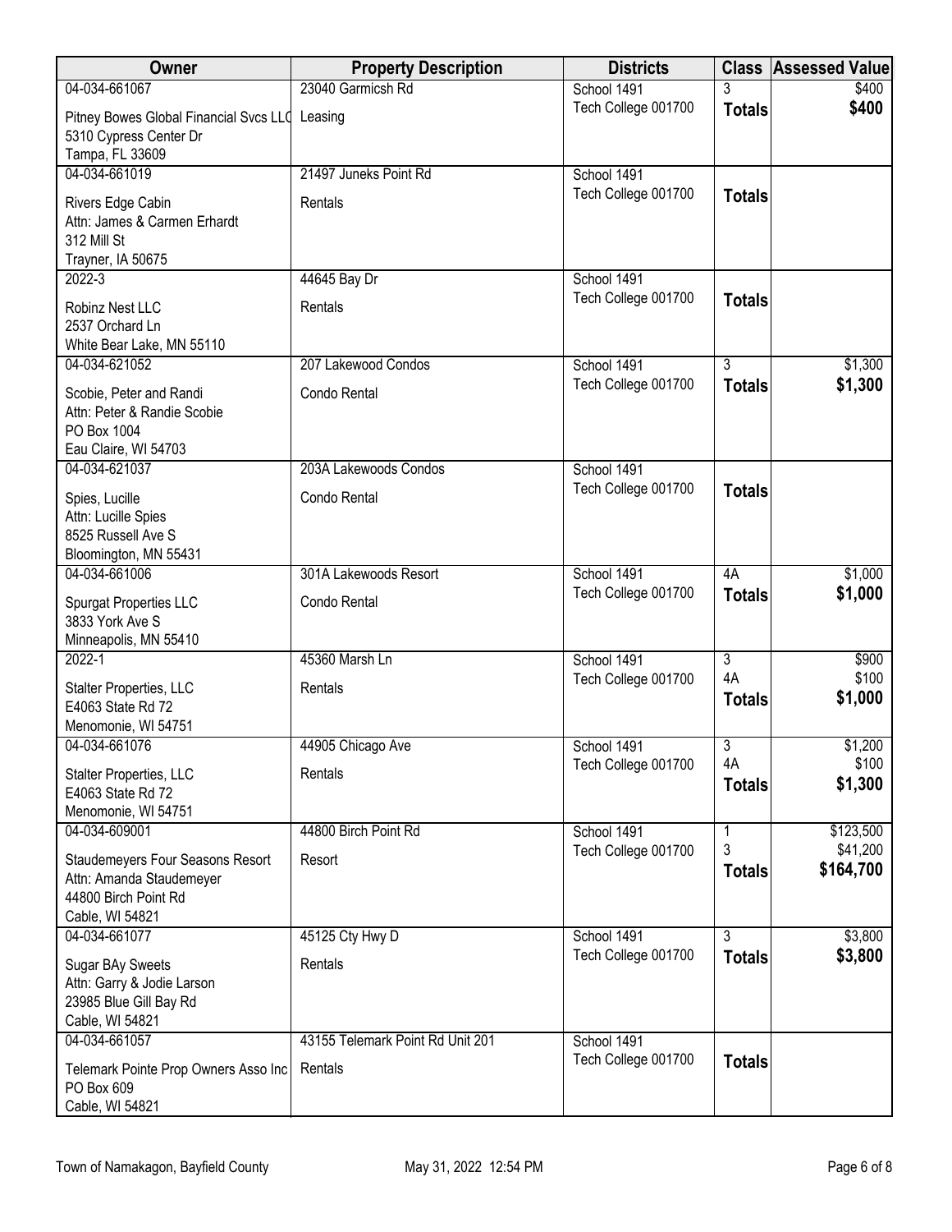| Owner | Property Description | Districts | Class | Assessed Value |
|---|---|---|---|---|
| 04-034-661067<br>Pitney Bowes Global Financial Svcs LLC<br>5310 Cypress Center Dr<br>Tampa, FL 33609 | 23040 Garmicsh Rd<br>Leasing | School 1491<br>Tech College 001700 | 3<br>**Totals** | $400<br>**$400** |
| 04-034-661019<br>Rivers Edge Cabin<br>Attn: James & Carmen Erhardt<br>312 Mill St<br>Trayner, IA 50675 | 21497 Juneks Point Rd<br>Rentals | School 1491<br>Tech College 001700 | **Totals** | |
| 2022-3<br>Robinz Nest LLC<br>2537 Orchard Ln<br>White Bear Lake, MN 55110 | 44645 Bay Dr<br>Rentals | School 1491<br>Tech College 001700 | **Totals** | |
| 04-034-621052<br>Scobie, Peter and Randi<br>Attn: Peter & Randie Scobie<br>PO Box 1004<br>Eau Claire, WI 54703 | 207 Lakewood Condos<br>Condo Rental | School 1491<br>Tech College 001700 | 3<br>**Totals** | $1,300<br>**$1,300** |
| 04-034-621037<br>Spies, Lucille<br>Attn: Lucille Spies<br>8525 Russell Ave S<br>Bloomington, MN 55431 | 203A Lakewoods Condos<br>Condo Rental | School 1491<br>Tech College 001700 | **Totals** | |
| 04-034-661006<br>Spurgat Properties LLC<br>3833 York Ave S<br>Minneapolis, MN 55410 | 301A Lakewoods Resort<br>Condo Rental | School 1491<br>Tech College 001700 | 4A<br>**Totals** | $1,000<br>**$1,000** |
| 2022-1<br>Stalter Properties, LLC<br>E4063 State Rd 72<br>Menomonie, WI 54751 | 45360 Marsh Ln<br>Rentals | School 1491<br>Tech College 001700 | 3<br>4A<br>**Totals** | $900<br>$100<br>**$1,000** |
| 04-034-661076<br>Stalter Properties, LLC<br>E4063 State Rd 72<br>Menomonie, WI 54751 | 44905 Chicago Ave<br>Rentals | School 1491<br>Tech College 001700 | 3<br>4A<br>**Totals** | $1,200<br>$100<br>**$1,300** |
| 04-034-609001<br>Staudemeyers Four Seasons Resort<br>Attn: Amanda Staudemeyer<br>44800 Birch Point Rd<br>Cable, WI 54821 | 44800 Birch Point Rd<br>Resort | School 1491<br>Tech College 001700 | 1<br>3<br>**Totals** | $123,500<br>$41,200<br>**$164,700** |
| 04-034-661077<br>Sugar BAy Sweets<br>Attn: Garry & Jodie Larson<br>23985 Blue Gill Bay Rd<br>Cable, WI 54821 | 45125 Cty Hwy D<br>Rentals | School 1491<br>Tech College 001700 | 3<br>**Totals** | $3,800<br>**$3,800** |
| 04-034-661057<br>Telemark Pointe Prop Owners Asso Inc<br>PO Box 609<br>Cable, WI 54821 | 43155 Telemark Point Rd Unit 201<br>Rentals | School 1491<br>Tech College 001700 | **Totals** | |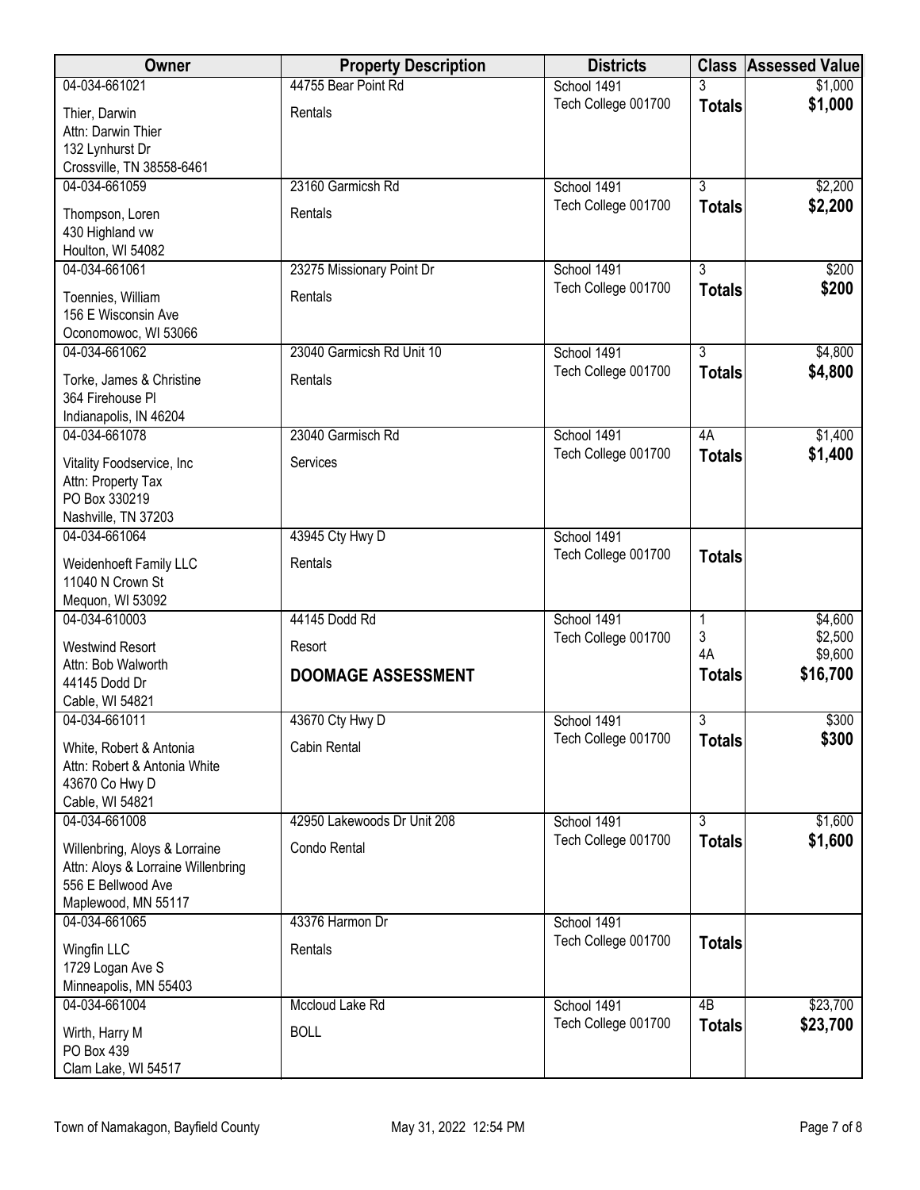| Owner | Property Description | Districts | Class | Assessed Value |
|---|---|---|---|---|
| 04-034-661021<br>Thier, Darwin<br>Attn: Darwin Thier<br>132 Lynhurst Dr<br>Crossville, TN 38558-6461 | 44755 Bear Point Rd<br>Rentals | School 1491<br>Tech College 001700 | 3<br>**Totals** | $1,000<br>**$1,000** |
| 04-034-661059<br>Thompson, Loren<br>430 Highland vw<br>Houlton, WI 54082 | 23160 Garmicsh Rd<br>Rentals | School 1491<br>Tech College 001700 | 3<br>**Totals** | $2,200<br>**$2,200** |
| 04-034-661061<br>Toennies, William<br>156 E Wisconsin Ave<br>Oconomowoc, WI 53066 | 23275 Missionary Point Dr<br>Rentals | School 1491<br>Tech College 001700 | 3<br>**Totals** | $200<br>**$200** |
| 04-034-661062<br>Torke, James & Christine<br>364 Firehouse Pl<br>Indianapolis, IN 46204 | 23040 Garmicsh Rd Unit 10<br>Rentals | School 1491<br>Tech College 001700 | 3<br>**Totals** | $4,800<br>**$4,800** |
| 04-034-661078<br>Vitality Foodservice, Inc<br>Attn: Property Tax<br>PO Box 330219<br>Nashville, TN 37203 | 23040 Garmisch Rd<br>Services | School 1491<br>Tech College 001700 | 4A<br>**Totals** | $1,400<br>**$1,400** |
| 04-034-661064<br>Weidenhoeft Family LLC<br>11040 N Crown St<br>Mequon, WI 53092 | 43945 Cty Hwy D<br>Rentals | School 1491<br>Tech College 001700 | **Totals** | |
| 04-034-610003<br>Westwind Resort<br>Attn: Bob Walworth<br>44145 Dodd Dr<br>Cable, WI 54821 | 44145 Dodd Rd<br>Resort<br>**DOOMAGE ASSESSMENT** | School 1491<br>Tech College 001700 | 1<br>3<br>4A<br>**Totals** | $4,600<br>$2,500<br>$9,600<br>**$16,700** |
| 04-034-661011<br>White, Robert & Antonia<br>Attn: Robert & Antonia White<br>43670 Co Hwy D<br>Cable, WI 54821 | 43670 Cty Hwy D<br>Cabin Rental | School 1491<br>Tech College 001700 | 3<br>**Totals** | $300<br>**$300** |
| 04-034-661008<br>Willenbring, Aloys & Lorraine<br>Attn: Aloys & Lorraine Willenbring<br>556 E Bellwood Ave<br>Maplewood, MN 55117 | 42950 Lakewoods Dr Unit 208<br>Condo Rental | School 1491<br>Tech College 001700 | 3<br>**Totals** | $1,600<br>**$1,600** |
| 04-034-661065<br>Wingfin LLC<br>1729 Logan Ave S<br>Minneapolis, MN 55403 | 43376 Harmon Dr<br>Rentals | School 1491<br>Tech College 001700 | **Totals** | |
| 04-034-661004<br>Wirth, Harry M<br>PO Box 439<br>Clam Lake, WI 54517 | Mccloud Lake Rd<br>BOLL | School 1491<br>Tech College 001700 | 4B<br>**Totals** | $23,700<br>**$23,700** |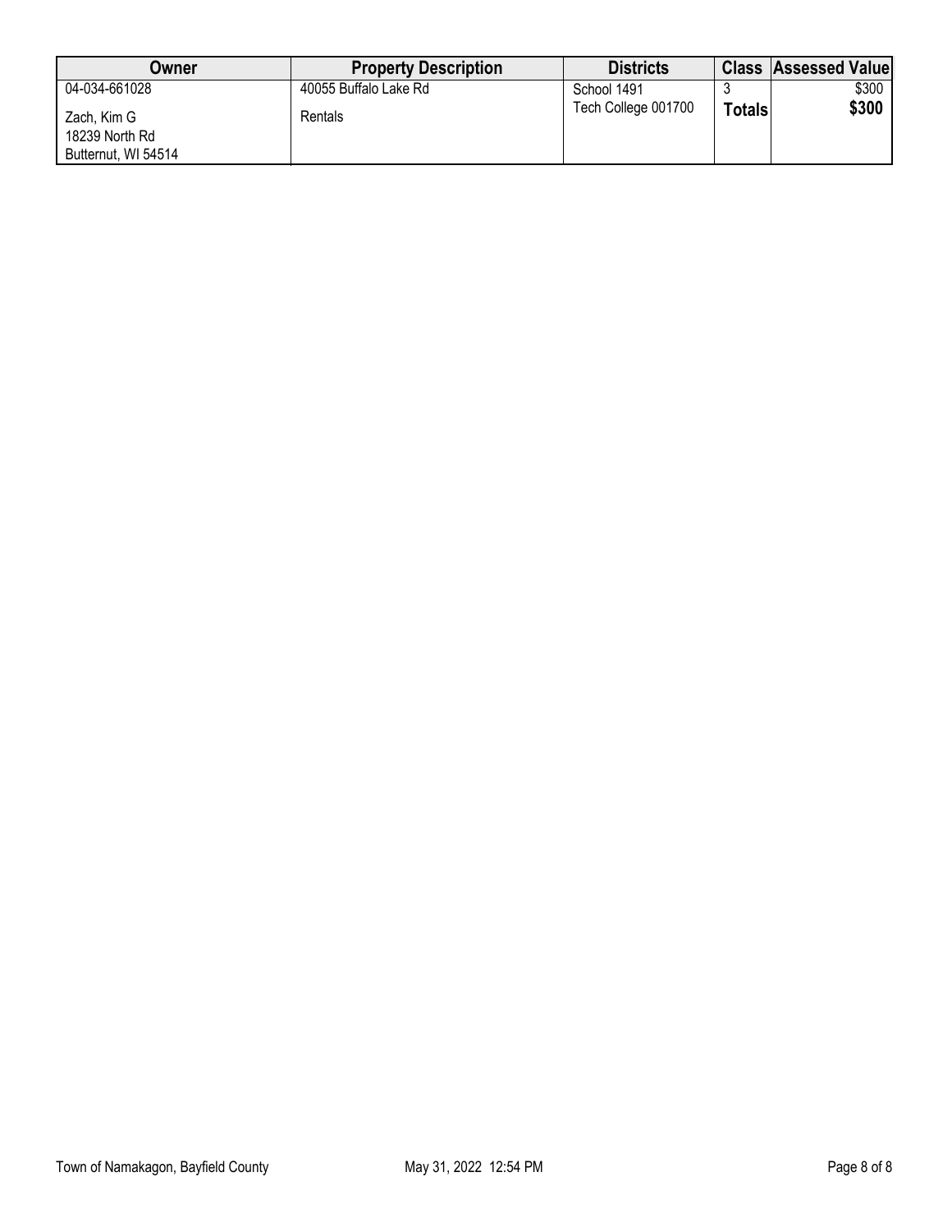| Owner | Property Description | Districts | Class | Assessed Value |
|---|---|---|---|---|
| 04-034-661028<br>Zach, Kim G<br>18239 North Rd<br>Butternut, WI 54514 | 40055 Buffalo Lake Rd<br>Rentals | School 1491<br>Tech College 001700 | 3<br>**Totals** | $300<br>**$300** |